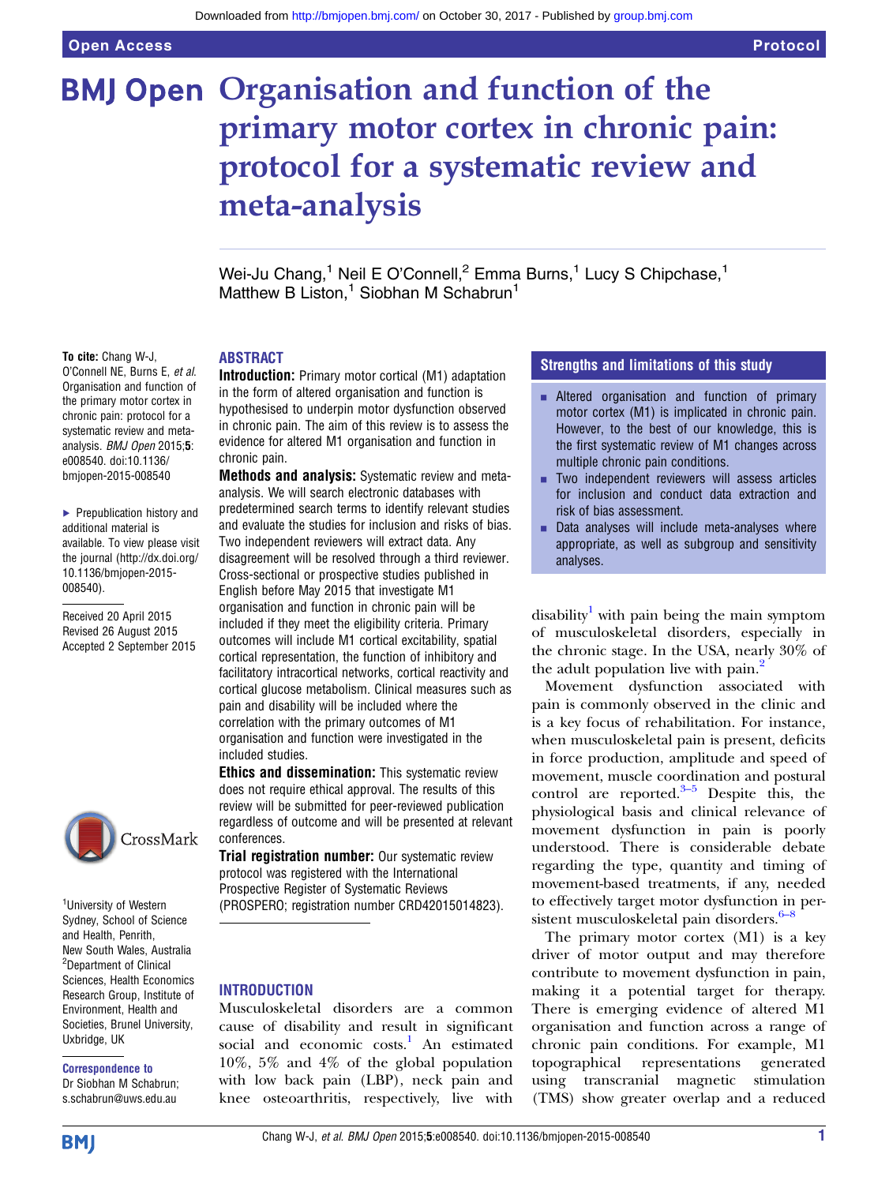# Organisation and function of the primary motor cortex in chronic pain: protocol for a systematic review and meta-analysis

Wei-Ju Chang,[1] Neil E O'Connell,[2] Emma Burns,[1] Lucy S Chipchase,[1] Matthew B Liston,[1] Siobhan M Schabrun[1]

To cite: Chang W-J, O'Connell NE, Burns E, *et al.* Organisation and function of the primary motor cortex in chronic pain: protocol for a systematic review and meta-analysis. *BMJ Open* 2015;**5**: e008540. doi:10.1136/bmjopen-2015-008540

▸ Prepublication history and additional material is available. To view please visit the journal (http://dx.doi.org/10.1136/bmjopen-2015-008540).

Received 20 April 2015
Revised 26 August 2015
Accepted 2 September 2015

[1]University of Western Sydney, School of Science and Health, Penrith, New South Wales, Australia
[2]Department of Clinical Sciences, Health Economics Research Group, Institute of Environment, Health and Societies, Brunel University, Uxbridge, UK

**Correspondence to**
Dr Siobhan M Schabrun; s.schabrun@uws.edu.au

## ABSTRACT

**Introduction:** Primary motor cortical (M1) adaptation in the form of altered organisation and function is hypothesised to underpin motor dysfunction observed in chronic pain. The aim of this review is to assess the evidence for altered M1 organisation and function in chronic pain.

**Methods and analysis:** Systematic review and meta-analysis. We will search electronic databases with predetermined search terms to identify relevant studies and evaluate the studies for inclusion and risks of bias. Two independent reviewers will extract data. Any disagreement will be resolved through a third reviewer. Cross-sectional or prospective studies published in English before May 2015 that investigate M1 organisation and function in chronic pain will be included if they meet the eligibility criteria. Primary outcomes will include M1 cortical excitability, spatial cortical representation, the function of inhibitory and facilitatory intracortical networks, cortical reactivity and cortical glucose metabolism. Clinical measures such as pain and disability will be included where the correlation with the primary outcomes of M1 organisation and function were investigated in the included studies.

**Ethics and dissemination:** This systematic review does not require ethical approval. The results of this review will be submitted for peer-reviewed publication regardless of outcome and will be presented at relevant conferences.

**Trial registration number:** Our systematic review protocol was registered with the International Prospective Register of Systematic Reviews (PROSPERO; registration number CRD42015014823).

## Strengths and limitations of this study

- Altered organisation and function of primary motor cortex (M1) is implicated in chronic pain. However, to the best of our knowledge, this is the first systematic review of M1 changes across multiple chronic pain conditions.
- Two independent reviewers will assess articles for inclusion and conduct data extraction and risk of bias assessment.
- Data analyses will include meta-analyses where appropriate, as well as subgroup and sensitivity analyses.

## INTRODUCTION

Musculoskeletal disorders are a common cause of disability and result in significant social and economic costs.[1] An estimated 10%, 5% and 4% of the global population with low back pain (LBP), neck pain and knee osteoarthritis, respectively, live with disability[1] with pain being the main symptom of musculoskeletal disorders, especially in the chronic stage. In the USA, nearly 30% of the adult population live with pain.[2]

Movement dysfunction associated with pain is commonly observed in the clinic and is a key focus of rehabilitation. For instance, when musculoskeletal pain is present, deficits in force production, amplitude and speed of movement, muscle coordination and postural control are reported.[3–5] Despite this, the physiological basis and clinical relevance of movement dysfunction in pain is poorly understood. There is considerable debate regarding the type, quantity and timing of movement-based treatments, if any, needed to effectively target motor dysfunction in persistent musculoskeletal pain disorders.[6–8]

The primary motor cortex (M1) is a key driver of motor output and may therefore contribute to movement dysfunction in pain, making it a potential target for therapy. There is emerging evidence of altered M1 organisation and function across a range of chronic pain conditions. For example, M1 topographical representations generated using transcranial magnetic stimulation (TMS) show greater overlap and a reduced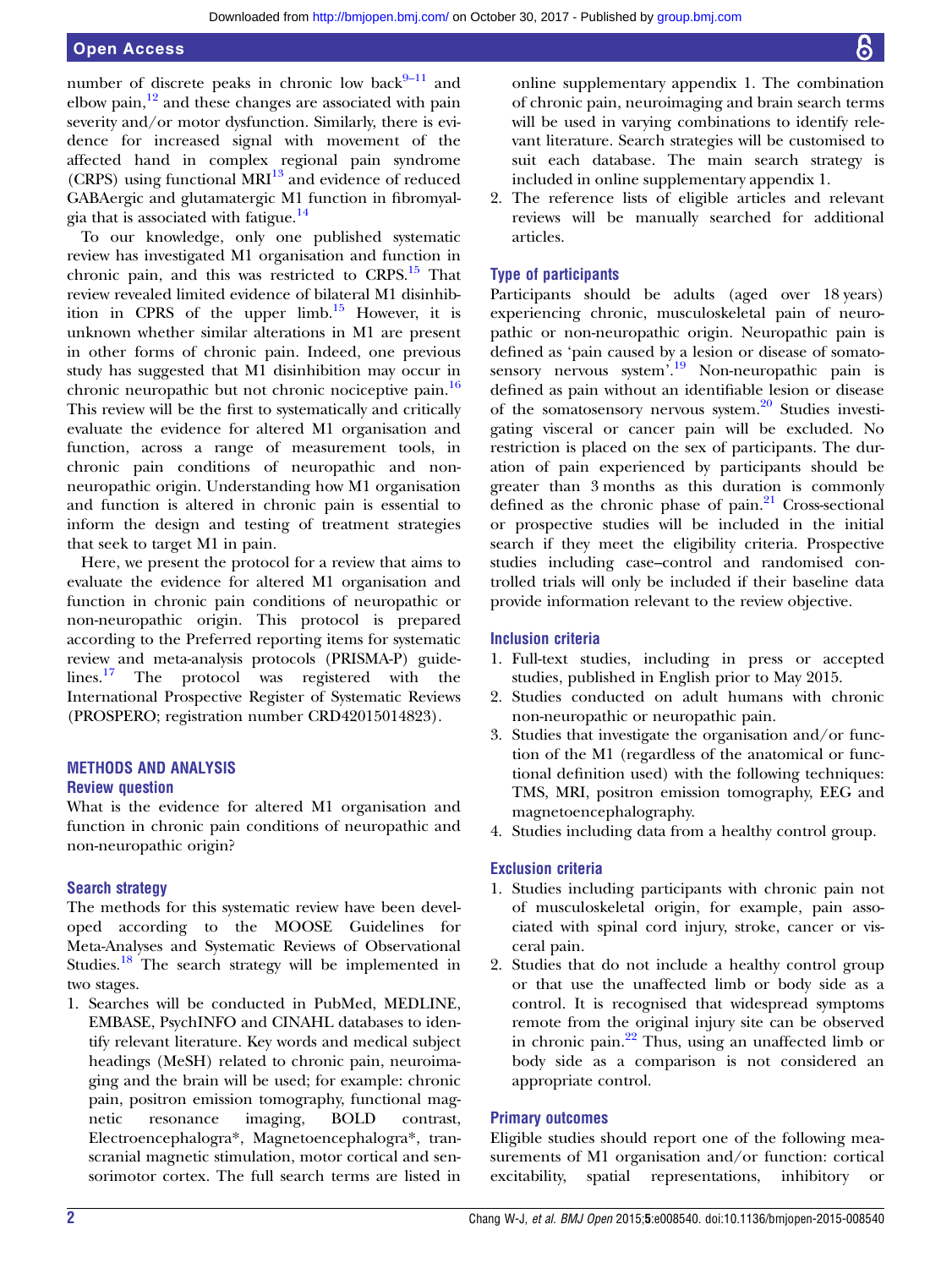number of discrete peaks in chronic low back[9–11] and elbow pain,[12] and these changes are associated with pain severity and/or motor dysfunction. Similarly, there is evidence for increased signal with movement of the affected hand in complex regional pain syndrome (CRPS) using functional MRI[13] and evidence of reduced GABAergic and glutamatergic M1 function in fibromyalgia that is associated with fatigue.[14]

To our knowledge, only one published systematic review has investigated M1 organisation and function in chronic pain, and this was restricted to CRPS.[15] That review revealed limited evidence of bilateral M1 disinhibition in CPRS of the upper limb.[15] However, it is unknown whether similar alterations in M1 are present in other forms of chronic pain. Indeed, one previous study has suggested that M1 disinhibition may occur in chronic neuropathic but not chronic nociceptive pain.[16] This review will be the first to systematically and critically evaluate the evidence for altered M1 organisation and function, across a range of measurement tools, in chronic pain conditions of neuropathic and non-neuropathic origin. Understanding how M1 organisation and function is altered in chronic pain is essential to inform the design and testing of treatment strategies that seek to target M1 in pain.

Here, we present the protocol for a review that aims to evaluate the evidence for altered M1 organisation and function in chronic pain conditions of neuropathic or non-neuropathic origin. This protocol is prepared according to the Preferred reporting items for systematic review and meta-analysis protocols (PRISMA-P) guidelines.[17] The protocol was registered with the International Prospective Register of Systematic Reviews (PROSPERO; registration number CRD42015014823).

## METHODS AND ANALYSIS

### Review question

What is the evidence for altered M1 organisation and function in chronic pain conditions of neuropathic and non-neuropathic origin?

### Search strategy

The methods for this systematic review have been developed according to the MOOSE Guidelines for Meta-Analyses and Systematic Reviews of Observational Studies.[18] The search strategy will be implemented in two stages.

1. Searches will be conducted in PubMed, MEDLINE, EMBASE, PsychINFO and CINAHL databases to identify relevant literature. Key words and medical subject headings (MeSH) related to chronic pain, neuroimaging and the brain will be used; for example: chronic pain, positron emission tomography, functional magnetic resonance imaging, BOLD contrast, Electroencephalogra*, Magnetoencephalogra*, transcranial magnetic stimulation, motor cortical and sensorimotor cortex. The full search terms are listed in online supplementary appendix 1. The combination of chronic pain, neuroimaging and brain search terms will be used in varying combinations to identify relevant literature. Search strategies will be customised to suit each database. The main search strategy is included in online supplementary appendix 1.
2. The reference lists of eligible articles and relevant reviews will be manually searched for additional articles.

### Type of participants

Participants should be adults (aged over 18 years) experiencing chronic, musculoskeletal pain of neuropathic or non-neuropathic origin. Neuropathic pain is defined as 'pain caused by a lesion or disease of somatosensory nervous system'.[19] Non-neuropathic pain is defined as pain without an identifiable lesion or disease of the somatosensory nervous system.[20] Studies investigating visceral or cancer pain will be excluded. No restriction is placed on the sex of participants. The duration of pain experienced by participants should be greater than 3 months as this duration is commonly defined as the chronic phase of pain.[21] Cross-sectional or prospective studies will be included in the initial search if they meet the eligibility criteria. Prospective studies including case–control and randomised controlled trials will only be included if their baseline data provide information relevant to the review objective.

### Inclusion criteria

1. Full-text studies, including in press or accepted studies, published in English prior to May 2015.
2. Studies conducted on adult humans with chronic non-neuropathic or neuropathic pain.
3. Studies that investigate the organisation and/or function of the M1 (regardless of the anatomical or functional definition used) with the following techniques: TMS, MRI, positron emission tomography, EEG and magnetoencephalography.
4. Studies including data from a healthy control group.

### Exclusion criteria

1. Studies including participants with chronic pain not of musculoskeletal origin, for example, pain associated with spinal cord injury, stroke, cancer or visceral pain.
2. Studies that do not include a healthy control group or that use the unaffected limb or body side as a control. It is recognised that widespread symptoms remote from the original injury site can be observed in chronic pain.[22] Thus, using an unaffected limb or body side as a comparison is not considered an appropriate control.

### Primary outcomes

Eligible studies should report one of the following measurements of M1 organisation and/or function: cortical excitability, spatial representations, inhibitory or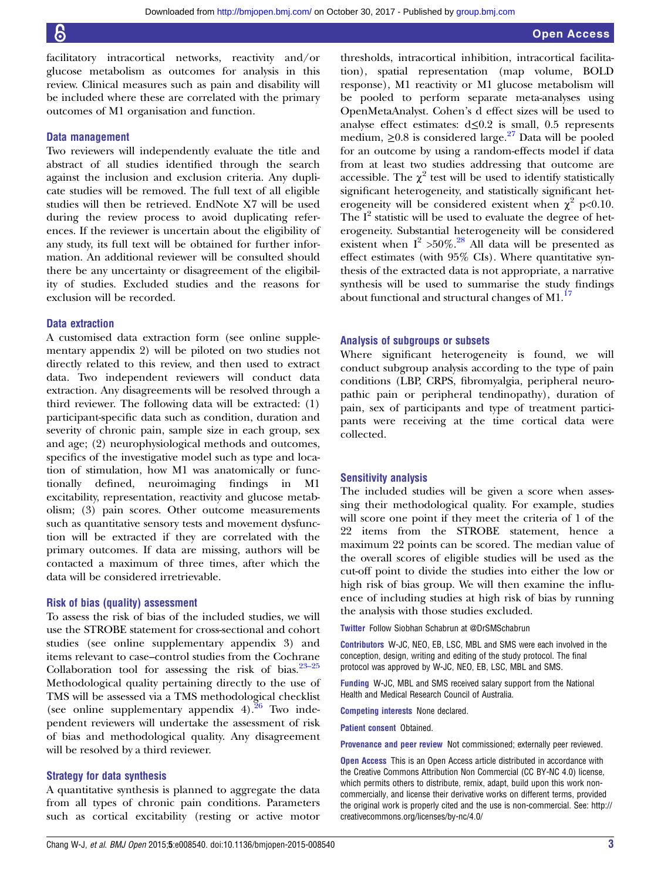facilitatory intracortical networks, reactivity and/or glucose metabolism as outcomes for analysis in this review. Clinical measures such as pain and disability will be included where these are correlated with the primary outcomes of M1 organisation and function.

### Data management

Two reviewers will independently evaluate the title and abstract of all studies identified through the search against the inclusion and exclusion criteria. Any duplicate studies will be removed. The full text of all eligible studies will then be retrieved. EndNote X7 will be used during the review process to avoid duplicating references. If the reviewer is uncertain about the eligibility of any study, its full text will be obtained for further information. An additional reviewer will be consulted should there be any uncertainty or disagreement of the eligibility of studies. Excluded studies and the reasons for exclusion will be recorded.

### Data extraction

A customised data extraction form (see online supplementary appendix 2) will be piloted on two studies not directly related to this review, and then used to extract data. Two independent reviewers will conduct data extraction. Any disagreements will be resolved through a third reviewer. The following data will be extracted: (1) participant-specific data such as condition, duration and severity of chronic pain, sample size in each group, sex and age; (2) neurophysiological methods and outcomes, specifics of the investigative model such as type and location of stimulation, how M1 was anatomically or functionally defined, neuroimaging findings in M1 excitability, representation, reactivity and glucose metabolism; (3) pain scores. Other outcome measurements such as quantitative sensory tests and movement dysfunction will be extracted if they are correlated with the primary outcomes. If data are missing, authors will be contacted a maximum of three times, after which the data will be considered irretrievable.

### Risk of bias (quality) assessment

To assess the risk of bias of the included studies, we will use the STROBE statement for cross-sectional and cohort studies (see online supplementary appendix 3) and items relevant to case–control studies from the Cochrane Collaboration tool for assessing the risk of bias.[23–25] Methodological quality pertaining directly to the use of TMS will be assessed via a TMS methodological checklist (see online supplementary appendix 4).[26] Two independent reviewers will undertake the assessment of risk of bias and methodological quality. Any disagreement will be resolved by a third reviewer.

### Strategy for data synthesis

A quantitative synthesis is planned to aggregate the data from all types of chronic pain conditions. Parameters such as cortical excitability (resting or active motor thresholds, intracortical inhibition, intracortical facilitation), spatial representation (map volume, BOLD response), M1 reactivity or M1 glucose metabolism will be pooled to perform separate meta-analyses using OpenMetaAnalyst. Cohen's d effect sizes will be used to analyse effect estimates: $d \leq 0.2$ is small, 0.5 represents medium, $\geq 0.8$ is considered large.[27] Data will be pooled for an outcome by using a random-effects model if data from at least two studies addressing that outcome are accessible. The $\chi^2$ test will be used to identify statistically significant heterogeneity, and statistically significant heterogeneity will be considered existent when $\chi^2$ $p<0.10$. The $I^2$ statistic will be used to evaluate the degree of heterogeneity. Substantial heterogeneity will be considered existent when $I^2 > 50\%$.[28] All data will be presented as effect estimates (with 95% CIs). Where quantitative synthesis of the extracted data is not appropriate, a narrative synthesis will be used to summarise the study findings about functional and structural changes of M1.[17]

### Analysis of subgroups or subsets

Where significant heterogeneity is found, we will conduct subgroup analysis according to the type of pain conditions (LBP, CRPS, fibromyalgia, peripheral neuropathic pain or peripheral tendinopathy), duration of pain, sex of participants and type of treatment participants were receiving at the time cortical data were collected.

### Sensitivity analysis

The included studies will be given a score when assessing their methodological quality. For example, studies will score one point if they meet the criteria of 1 of the 22 items from the STROBE statement, hence a maximum 22 points can be scored. The median value of the overall scores of eligible studies will be used as the cut-off point to divide the studies into either the low or high risk of bias group. We will then examine the influence of including studies at high risk of bias by running the analysis with those studies excluded.

**Twitter** Follow Siobhan Schabrun at @DrSMSchabrun

**Contributors** W-JC, NEO, EB, LSC, MBL and SMS were each involved in the conception, design, writing and editing of the study protocol. The final protocol was approved by W-JC, NEO, EB, LSC, MBL and SMS.

**Funding** W-JC, MBL and SMS received salary support from the National Health and Medical Research Council of Australia.

**Competing interests** None declared.

**Patient consent** Obtained.

**Provenance and peer review** Not commissioned; externally peer reviewed.

**Open Access** This is an Open Access article distributed in accordance with the Creative Commons Attribution Non Commercial (CC BY-NC 4.0) license, which permits others to distribute, remix, adapt, build upon this work non-commercially, and license their derivative works on different terms, provided the original work is properly cited and the use is non-commercial. See: http://creativecommons.org/licenses/by-nc/4.0/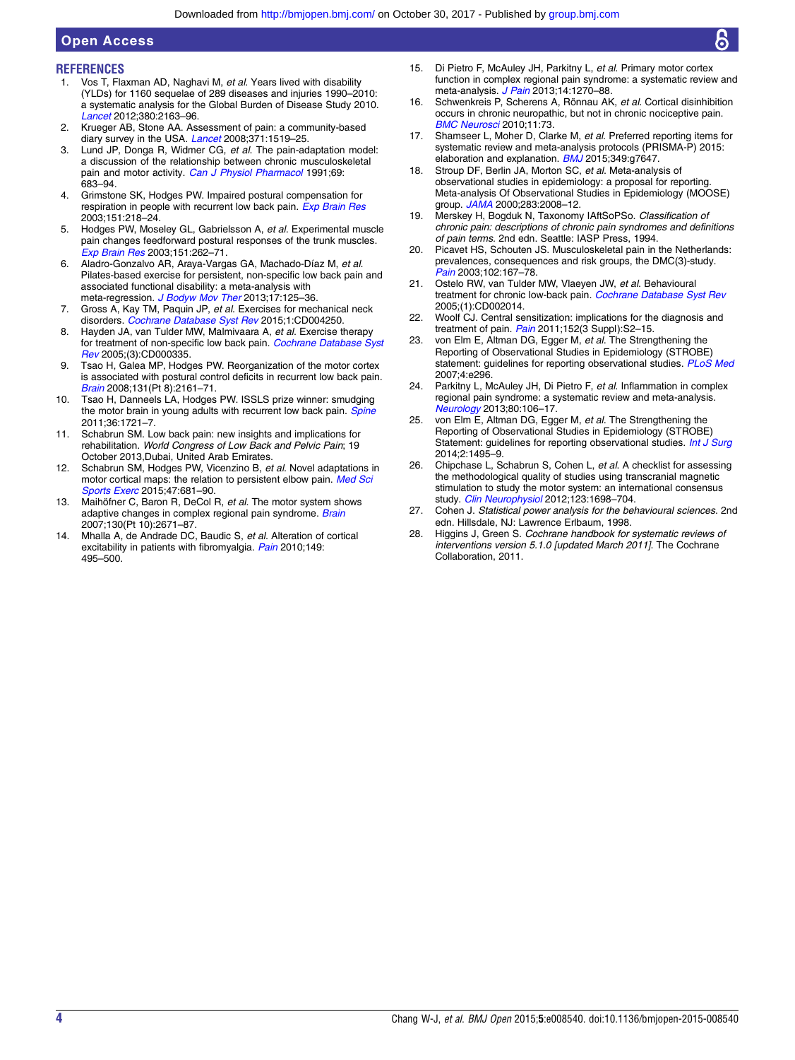## REFERENCES

1. Vos T, Flaxman AD, Naghavi M, *et al*. Years lived with disability (YLDs) for 1160 sequelae of 289 diseases and injuries 1990–2010: a systematic analysis for the Global Burden of Disease Study 2010. *Lancet* 2012;380:2163–96.
2. Krueger AB, Stone AA. Assessment of pain: a community-based diary survey in the USA. *Lancet* 2008;371:1519–25.
3. Lund JP, Donga R, Widmer CG, *et al*. The pain-adaptation model: a discussion of the relationship between chronic musculoskeletal pain and motor activity. *Can J Physiol Pharmacol* 1991;69:683–94.
4. Grimstone SK, Hodges PW. Impaired postural compensation for respiration in people with recurrent low back pain. *Exp Brain Res* 2003;151:218–24.
5. Hodges PW, Moseley GL, Gabrielsson A, *et al*. Experimental muscle pain changes feedforward postural responses of the trunk muscles. *Exp Brain Res* 2003;151:262–71.
6. Aladro-Gonzalvo AR, Araya-Vargas GA, Machado-Díaz M, *et al*. Pilates-based exercise for persistent, non-specific low back pain and associated functional disability: a meta-analysis with meta-regression. *J Bodyw Mov Ther* 2013;17:125–36.
7. Gross A, Kay TM, Paquin JP, *et al*. Exercises for mechanical neck disorders. *Cochrane Database Syst Rev* 2015;1:CD004250.
8. Hayden JA, van Tulder MW, Malmivaara A, *et al*. Exercise therapy for treatment of non-specific low back pain. *Cochrane Database Syst Rev* 2005;(3):CD000335.
9. Tsao H, Galea MP, Hodges PW. Reorganization of the motor cortex is associated with postural control deficits in recurrent low back pain. *Brain* 2008;131(Pt 8):2161–71.
10. Tsao H, Danneels LA, Hodges PW. ISSLS prize winner: smudging the motor brain in young adults with recurrent low back pain. *Spine* 2011;36:1721–7.
11. Schabrun SM. Low back pain: new insights and implications for rehabilitation. *World Congress of Low Back and Pelvic Pain*; 19 October 2013,Dubai, United Arab Emirates.
12. Schabrun SM, Hodges PW, Vicenzino B, *et al*. Novel adaptations in motor cortical maps: the relation to persistent elbow pain. *Med Sci Sports Exerc* 2015;47:681–90.
13. Maihöfner C, Baron R, DeCol R, *et al*. The motor system shows adaptive changes in complex regional pain syndrome. *Brain* 2007;130(Pt 10):2671–87.
14. Mhalla A, de Andrade DC, Baudic S, *et al*. Alteration of cortical excitability in patients with fibromyalgia. *Pain* 2010;149:495–500.
15. Di Pietro F, McAuley JH, Parkitny L, *et al*. Primary motor cortex function in complex regional pain syndrome: a systematic review and meta-analysis. *J Pain* 2013;14:1270–88.
16. Schwenkreis P, Scherens A, Rönnau AK, *et al*. Cortical disinhibition occurs in chronic neuropathic, but not in chronic nociceptive pain. *BMC Neurosci* 2010;11:73.
17. Shamseer L, Moher D, Clarke M, *et al*. Preferred reporting items for systematic review and meta-analysis protocols (PRISMA-P) 2015: elaboration and explanation. *BMJ* 2015;349:g7647.
18. Stroup DF, Berlin JA, Morton SC, *et al*. Meta-analysis of observational studies in epidemiology: a proposal for reporting. Meta-analysis Of Observational Studies in Epidemiology (MOOSE) group. *JAMA* 2000;283:2008–12.
19. Merskey H, Bogduk N, Taxonomy IAftSoPSo. *Classification of chronic pain: descriptions of chronic pain syndromes and definitions of pain terms*. 2nd edn. Seattle: IASP Press, 1994.
20. Picavet HS, Schouten JS. Musculoskeletal pain in the Netherlands: prevalences, consequences and risk groups, the DMC(3)-study. *Pain* 2003;102:167–78.
21. Ostelo RW, van Tulder MW, Vlaeyen JW, *et al*. Behavioural treatment for chronic low-back pain. *Cochrane Database Syst Rev* 2005;(1):CD002014.
22. Woolf CJ. Central sensitization: implications for the diagnosis and treatment of pain. *Pain* 2011;152(3 Suppl):S2–15.
23. von Elm E, Altman DG, Egger M, *et al*. The Strengthening the Reporting of Observational Studies in Epidemiology (STROBE) statement: guidelines for reporting observational studies. *PLoS Med* 2007;4:e296.
24. Parkitny L, McAuley JH, Di Pietro F, *et al*. Inflammation in complex regional pain syndrome: a systematic review and meta-analysis. *Neurology* 2013;80:106–17.
25. von Elm E, Altman DG, Egger M, *et al*. The Strengthening the Reporting of Observational Studies in Epidemiology (STROBE) Statement: guidelines for reporting observational studies. *Int J Surg* 2014;2:1495–9.
26. Chipchase L, Schabrun S, Cohen L, *et al*. A checklist for assessing the methodological quality of studies using transcranial magnetic stimulation to study the motor system: an international consensus study. *Clin Neurophysiol* 2012;123:1698–704.
27. Cohen J. *Statistical power analysis for the behavioural sciences*. 2nd edn. Hillsdale, NJ: Lawrence Erlbaum, 1998.
28. Higgins J, Green S. *Cochrane handbook for systematic reviews of interventions version 5.1.0 [updated March 2011]*. The Cochrane Collaboration, 2011.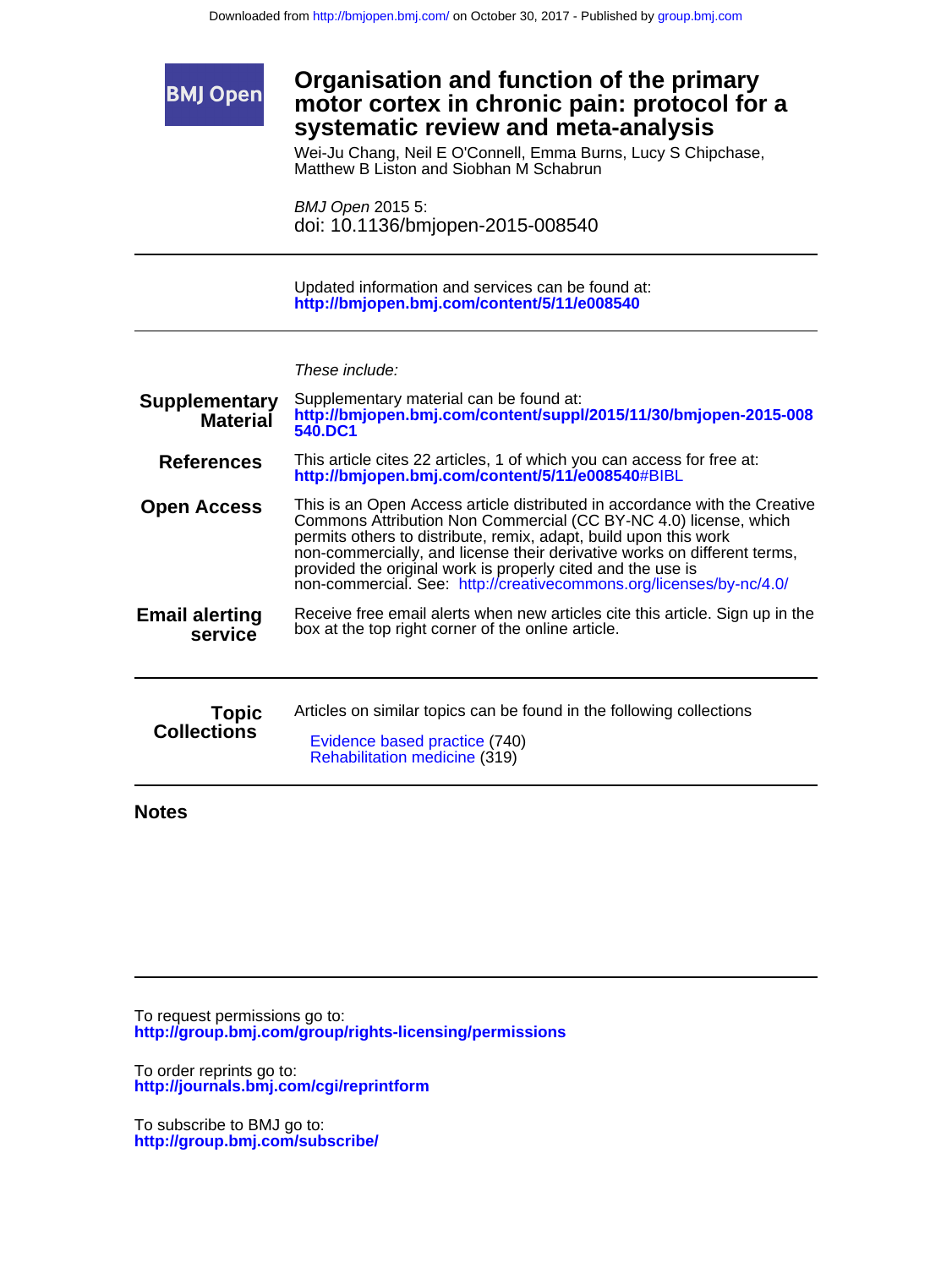# Organisation and function of the primary motor cortex in chronic pain: protocol for a systematic review and meta-analysis

Wei-Ju Chang, Neil E O'Connell, Emma Burns, Lucy S Chipchase, Matthew B Liston and Siobhan M Schabrun

*BMJ Open* 2015 5:
doi: 10.1136/bmjopen-2015-008540

Updated information and services can be found at:
**http://bmjopen.bmj.com/content/5/11/e008540**

*These include:*

**Supplementary Material**

Supplementary material can be found at:
**http://bmjopen.bmj.com/content/suppl/2015/11/30/bmjopen-2015-008540.DC1**

**References**

This article cites 22 articles, 1 of which you can access for free at:
**http://bmjopen.bmj.com/content/5/11/e008540**#BIBL

**Open Access**

This is an Open Access article distributed in accordance with the Creative Commons Attribution Non Commercial (CC BY-NC 4.0) license, which permits others to distribute, remix, adapt, build upon this work non-commercially, and license their derivative works on different terms, provided the original work is properly cited and the use is non-commercial. See: http://creativecommons.org/licenses/by-nc/4.0/

**Email alerting service**

Receive free email alerts when new articles cite this article. Sign up in the box at the top right corner of the online article.

**Topic Collections**

Articles on similar topics can be found in the following collections

- Evidence based practice (740)
- Rehabilitation medicine (319)

## Notes

To request permissions go to:
**http://group.bmj.com/group/rights-licensing/permissions**

To order reprints go to:
**http://journals.bmj.com/cgi/reprintform**

To subscribe to BMJ go to:
**http://group.bmj.com/subscribe/**